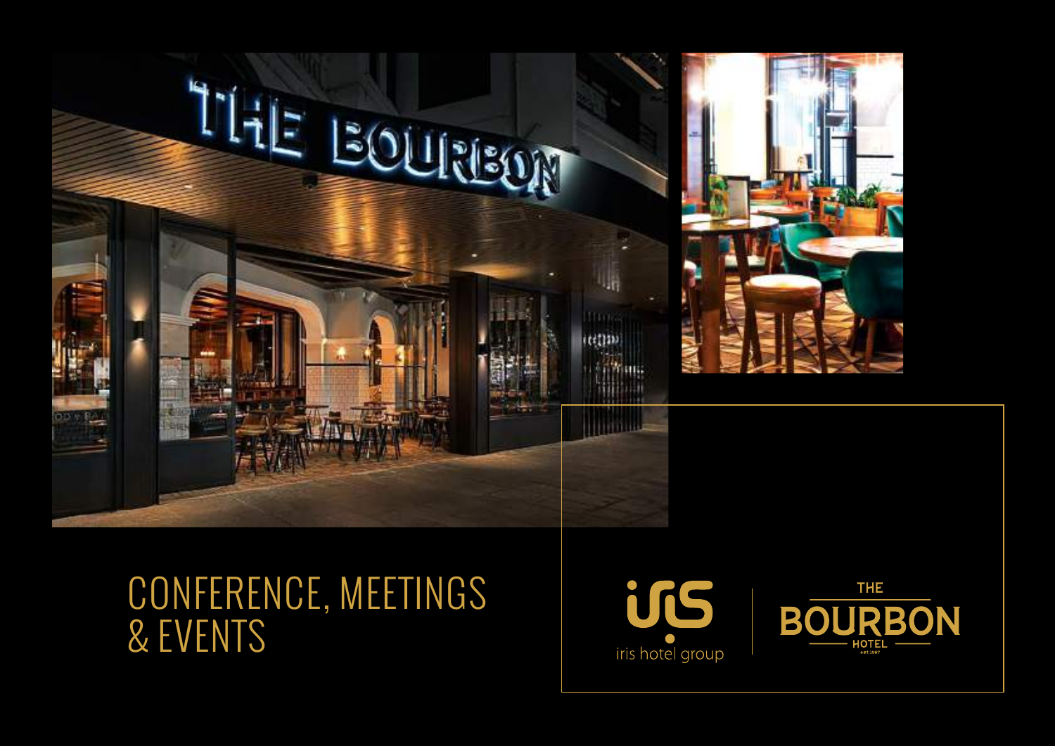# CONFERENCE, MEETINGS & EVENTS

iris hotel group

THE BOURBON HOTEL
est 1967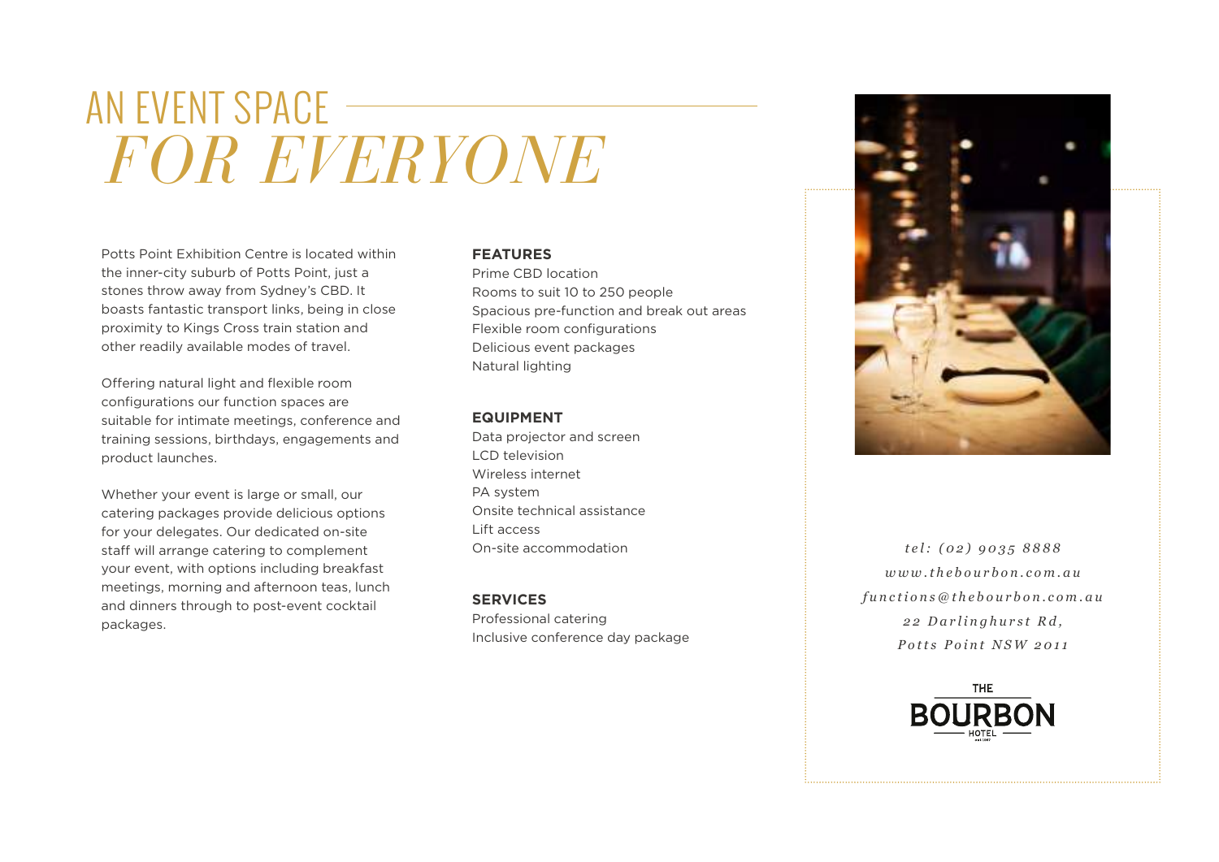# AN EVENT SPACE *FOR EVERYONE*

Potts Point Exhibition Centre is located within the inner-city suburb of Potts Point, just a stones throw away from Sydney's CBD. It boasts fantastic transport links, being in close proximity to Kings Cross train station and other readily available modes of travel.

Offering natural light and flexible room configurations our function spaces are suitable for intimate meetings, conference and training sessions, birthdays, engagements and product launches.

Whether your event is large or small, our catering packages provide delicious options for your delegates. Our dedicated on-site staff will arrange catering to complement your event, with options including breakfast meetings, morning and afternoon teas, lunch and dinners through to post-event cocktail packages.

**FEATURES**

Prime CBD location
Rooms to suit 10 to 250 people
Spacious pre-function and break out areas
Flexible room configurations
Delicious event packages
Natural lighting

**EQUIPMENT**

Data projector and screen
LCD television
Wireless internet
PA system
Onsite technical assistance
Lift access
On-site accommodation

**SERVICES**

Professional catering
Inclusive conference day package

*tel: (02) 9035 8888*
*www.thebourbon.com.au*
*functions@thebourbon.com.au*
*22 Darlinghurst Rd,*
*Potts Point NSW 2011*

THE BOURBON HOTEL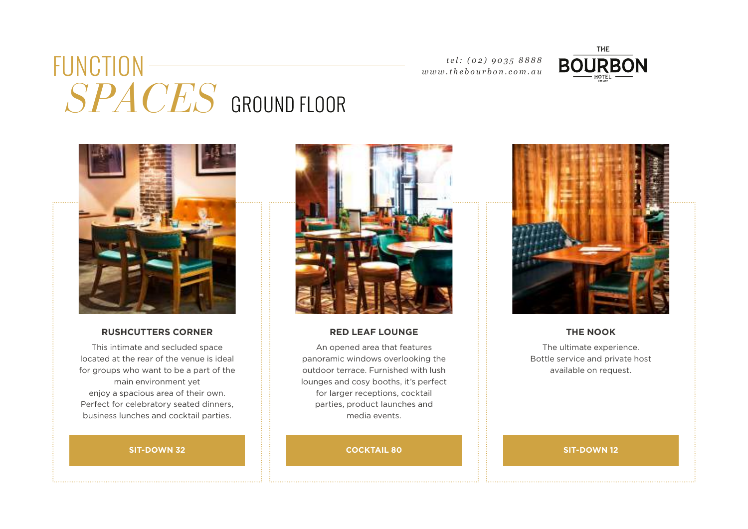# FUNCTION *SPACES* GROUND FLOOR

*tel: (02) 9035 8888*
*www.thebourbon.com.au*

THE BOURBON HOTEL

### RUSHCUTTERS CORNER

This intimate and secluded space located at the rear of the venue is ideal for groups who want to be a part of the main environment yet enjoy a spacious area of their own. Perfect for celebratory seated dinners, business lunches and cocktail parties.

**SIT-DOWN 32**

### RED LEAF LOUNGE

An opened area that features panoramic windows overlooking the outdoor terrace. Furnished with lush lounges and cosy booths, it's perfect for larger receptions, cocktail parties, product launches and media events.

**COCKTAIL 80**

### THE NOOK

The ultimate experience. Bottle service and private host available on request.

**SIT-DOWN 12**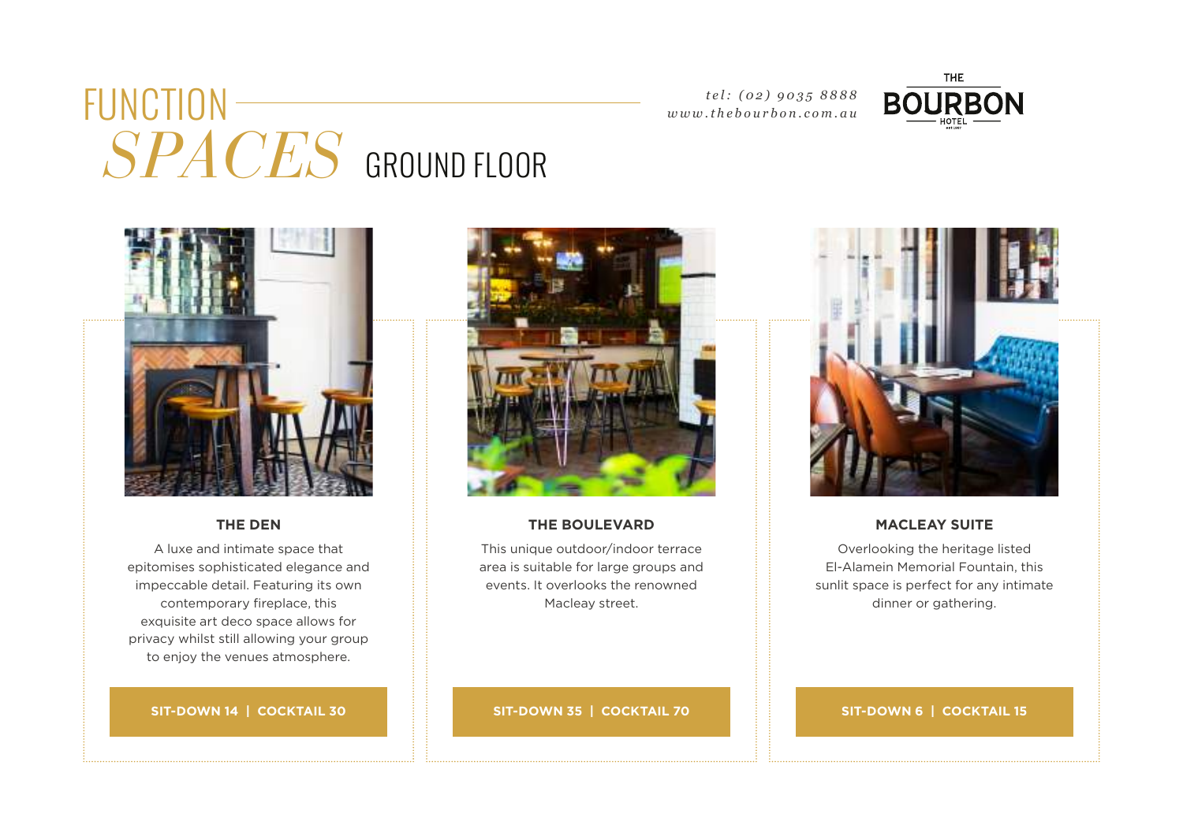# FUNCTION *SPACES* GROUND FLOOR

*tel: (02) 9035 8888*
*www.thebourbon.com.au*

THE BOURBON HOTEL

### THE DEN

A luxe and intimate space that epitomises sophisticated elegance and impeccable detail. Featuring its own contemporary fireplace, this exquisite art deco space allows for privacy whilst still allowing your group to enjoy the venues atmosphere.

**SIT-DOWN 14 | COCKTAIL 30**

### THE BOULEVARD

This unique outdoor/indoor terrace area is suitable for large groups and events. It overlooks the renowned Macleay street.

**SIT-DOWN 35 | COCKTAIL 70**

### MACLEAY SUITE

Overlooking the heritage listed El-Alamein Memorial Fountain, this sunlit space is perfect for any intimate dinner or gathering.

**SIT-DOWN 6 | COCKTAIL 15**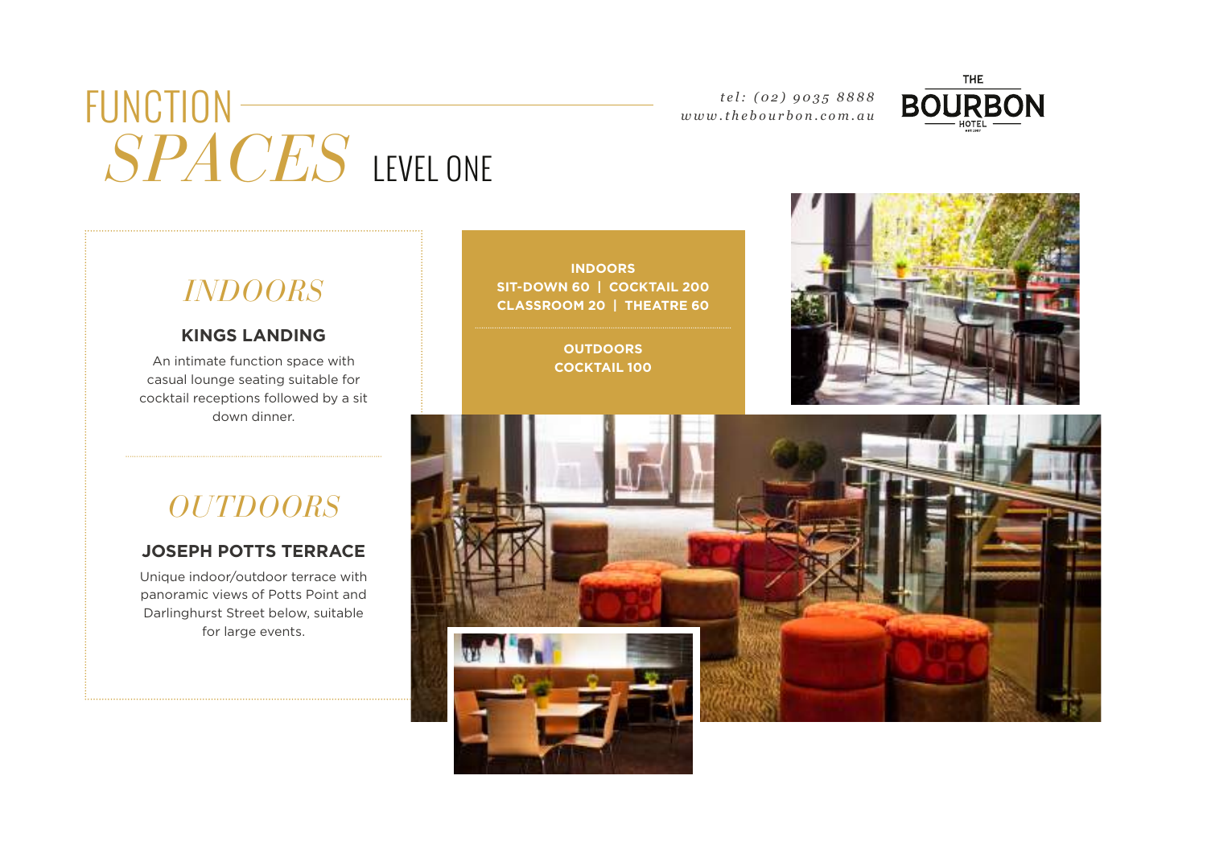# FUNCTION *SPACES* LEVEL ONE

*tel: (02) 9035 8888*
*www.thebourbon.com.au*

THE BOURBON HOTEL

## *INDOORS*

### KINGS LANDING

An intimate function space with casual lounge seating suitable for cocktail receptions followed by a sit down dinner.

## *OUTDOORS*

### JOSEPH POTTS TERRACE

Unique indoor/outdoor terrace with panoramic views of Potts Point and Darlinghurst Street below, suitable for large events.

**INDOORS**
**SIT-DOWN 60 | COCKTAIL 200**
**CLASSROOM 20 | THEATRE 60**

**OUTDOORS**
**COCKTAIL 100**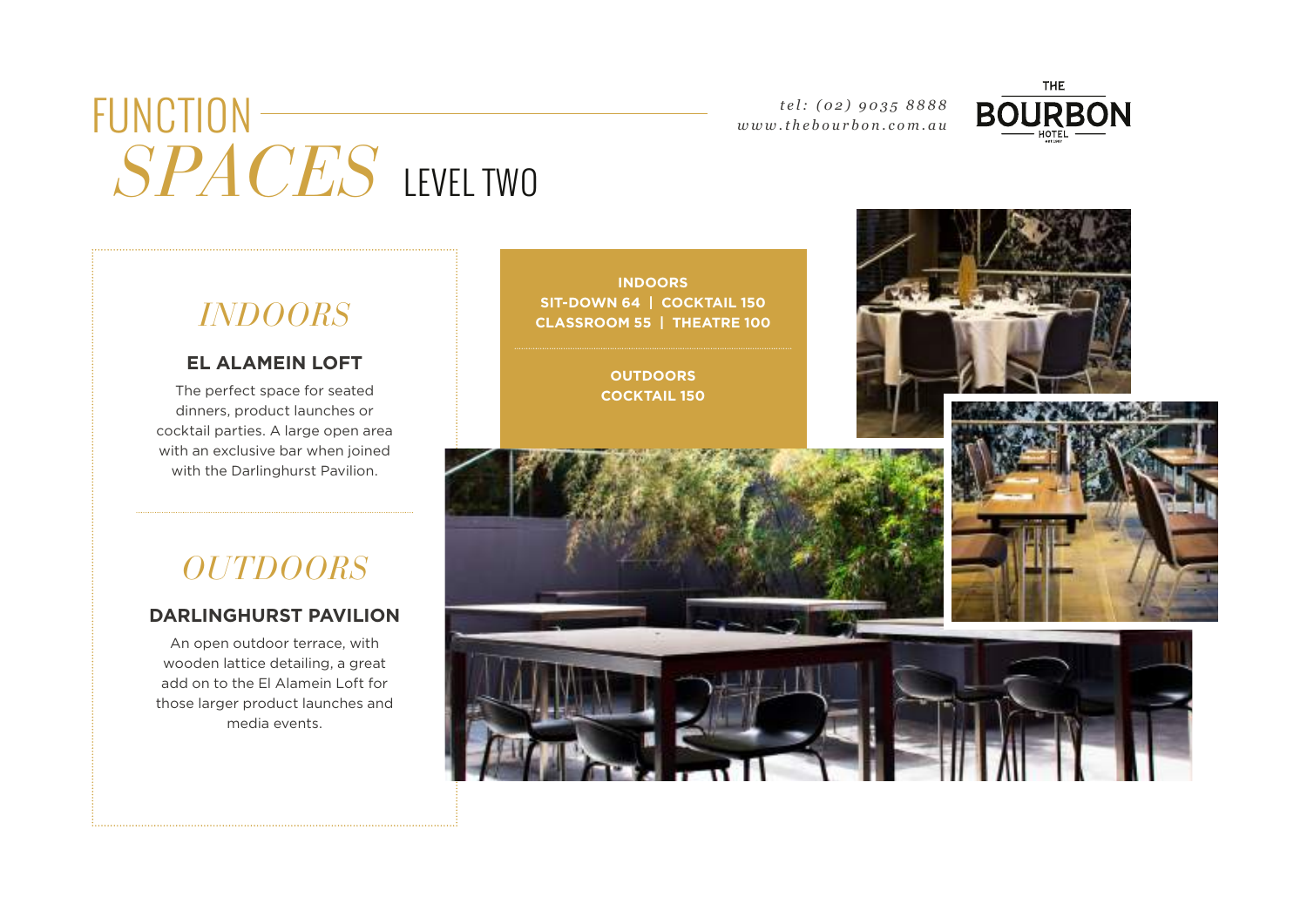# FUNCTION *SPACES* LEVEL TWO

*tel: (02) 9035 8888*
*www.thebourbon.com.au*

THE BOURBON HOTEL

## *INDOORS*

### EL ALAMEIN LOFT

The perfect space for seated dinners, product launches or cocktail parties. A large open area with an exclusive bar when joined with the Darlinghurst Pavilion.

## *OUTDOORS*

### DARLINGHURST PAVILION

An open outdoor terrace, with wooden lattice detailing, a great add on to the El Alamein Loft for those larger product launches and media events.

**INDOORS**
**SIT-DOWN 64 | COCKTAIL 150**
**CLASSROOM 55 | THEATRE 100**

**OUTDOORS**
**COCKTAIL 150**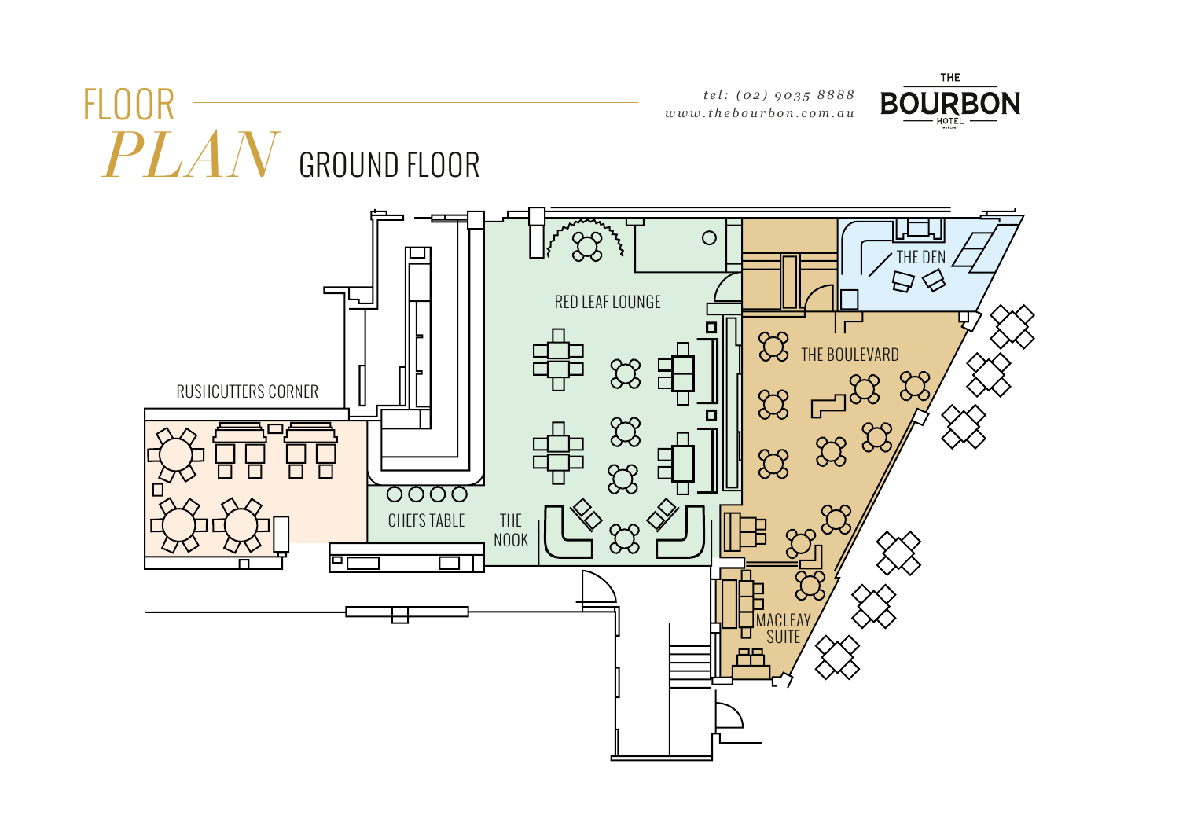# FLOOR *PLAN* GROUND FLOOR

*tel: (02) 9035 8888*
*www.thebourbon.com.au*

THE BOURBON HOTEL

RED LEAF LOUNGE

THE DEN

THE BOULEVARD

RUSHCUTTERS CORNER

CHEFS TABLE

THE NOOK

MACLEAY SUITE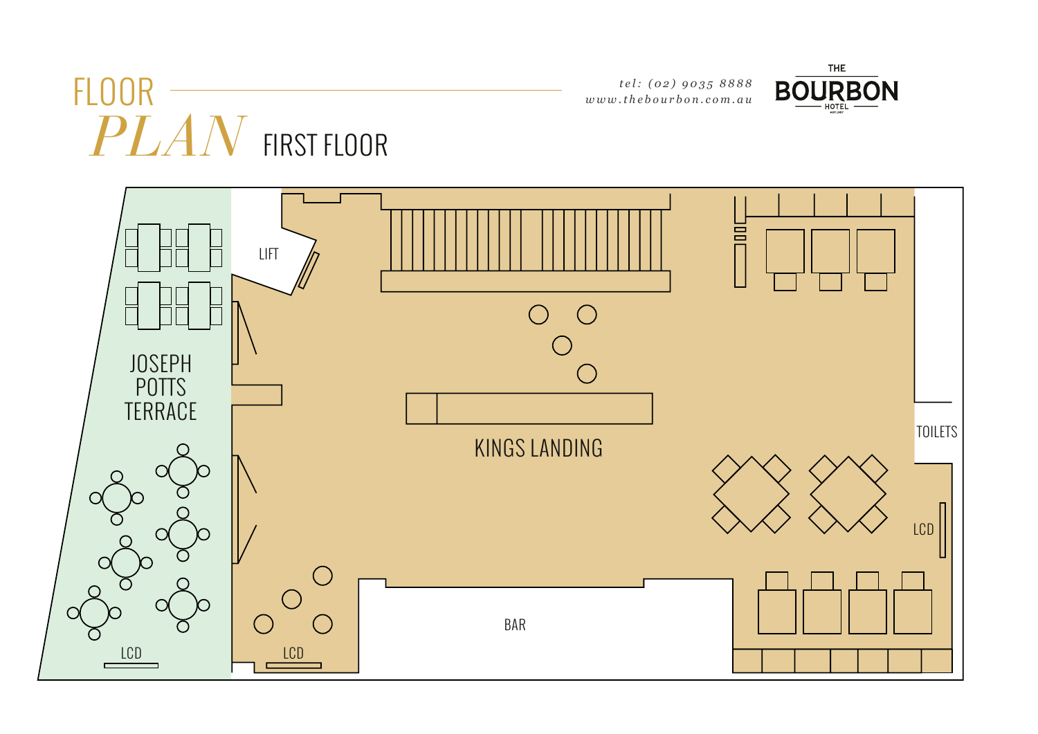# FLOOR *PLAN* FIRST FLOOR

*tel: (02) 9035 8888*
*www.thebourbon.com.au*

THE BOURBON HOTEL

LIFT

JOSEPH POTTS TERRACE

KINGS LANDING

TOILETS

LCD

LCD

LCD

BAR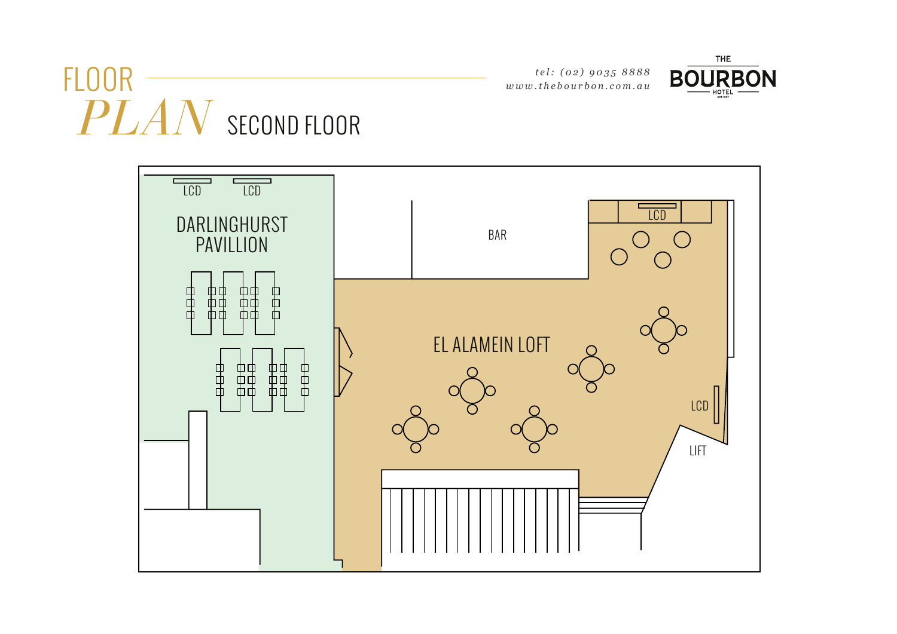# FLOOR *PLAN* SECOND FLOOR

*tel: (02) 9035 8888*
*www.thebourbon.com.au*

THE BOURBON HOTEL

LCD
LCD
DARLINGHURST PAVILLION
BAR
LCD
EL ALAMEIN LOFT
LCD
LIFT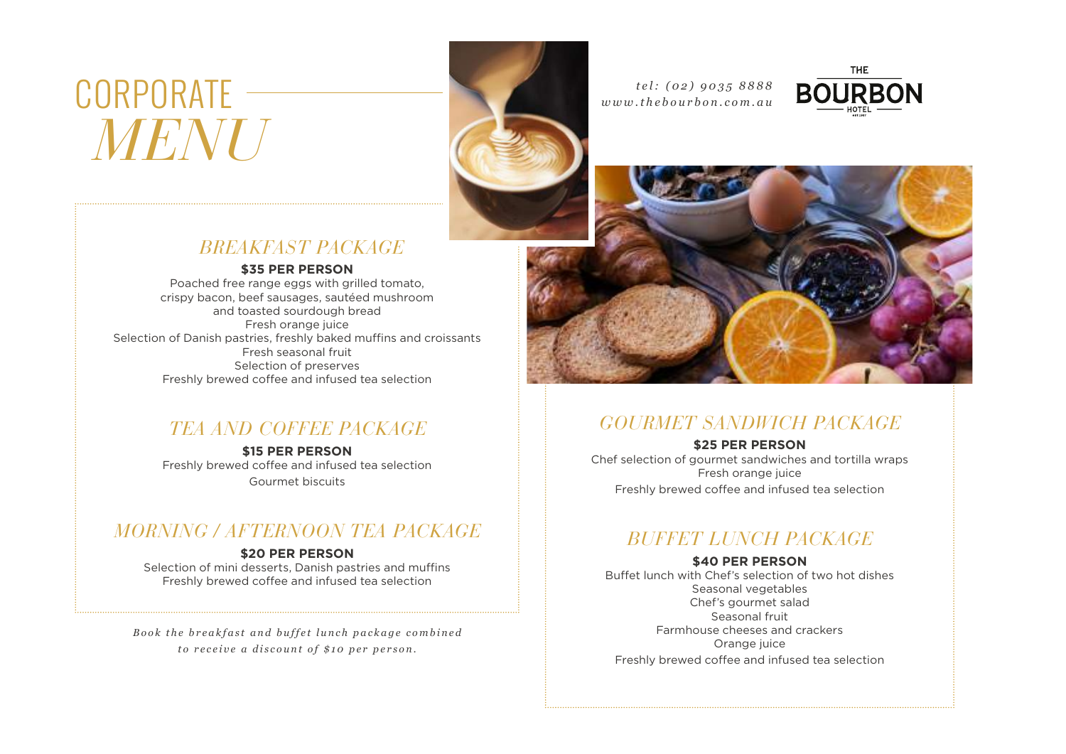# CORPORATE *MENU*

*tel: (02) 9035 8888*
*www.thebourbon.com.au*

THE BOURBON HOTEL

## *BREAKFAST PACKAGE*

**$35 PER PERSON**

Poached free range eggs with grilled tomato, crispy bacon, beef sausages, sautéed mushroom and toasted sourdough bread
Fresh orange juice
Selection of Danish pastries, freshly baked muffins and croissants
Fresh seasonal fruit
Selection of preserves
Freshly brewed coffee and infused tea selection

## *TEA AND COFFEE PACKAGE*

**$15 PER PERSON**

Freshly brewed coffee and infused tea selection
Gourmet biscuits

## *MORNING / AFTERNOON TEA PACKAGE*

**$20 PER PERSON**

Selection of mini desserts, Danish pastries and muffins
Freshly brewed coffee and infused tea selection

*Book the breakfast and buffet lunch package combined to receive a discount of $10 per person.*

## *GOURMET SANDWICH PACKAGE*

**$25 PER PERSON**

Chef selection of gourmet sandwiches and tortilla wraps
Fresh orange juice
Freshly brewed coffee and infused tea selection

## *BUFFET LUNCH PACKAGE*

**$40 PER PERSON**

Buffet lunch with Chef's selection of two hot dishes
Seasonal vegetables
Chef's gourmet salad
Seasonal fruit
Farmhouse cheeses and crackers
Orange juice
Freshly brewed coffee and infused tea selection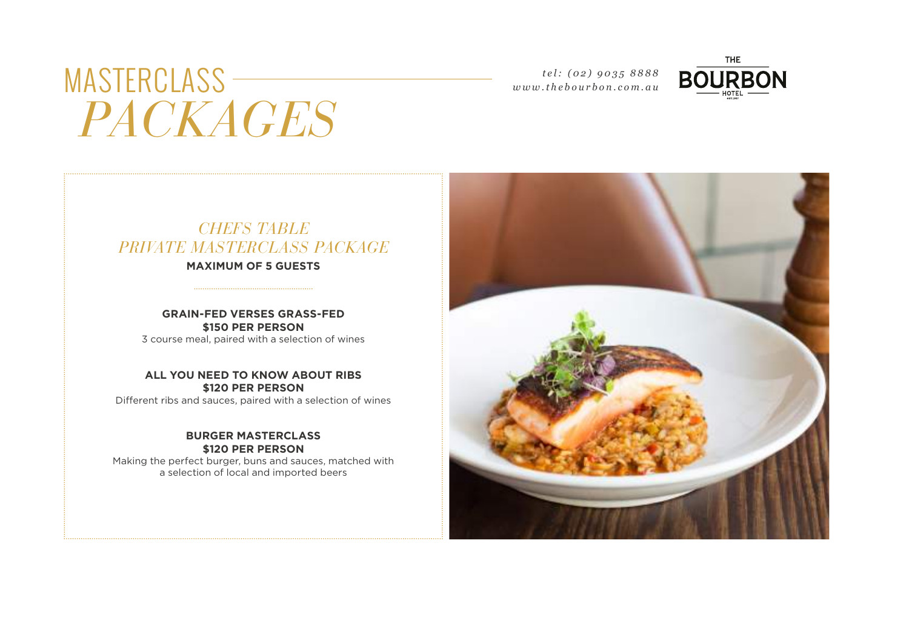# MASTERCLASS *PACKAGES*

*tel: (02) 9035 8888*
*www.thebourbon.com.au*

THE BOURBON HOTEL

## *CHEFS TABLE PRIVATE MASTERCLASS PACKAGE*

**MAXIMUM OF 5 GUESTS**

**GRAIN-FED VERSES GRASS-FED**
**$150 PER PERSON**
3 course meal, paired with a selection of wines

**ALL YOU NEED TO KNOW ABOUT RIBS**
**$120 PER PERSON**
Different ribs and sauces, paired with a selection of wines

**BURGER MASTERCLASS**
**$120 PER PERSON**
Making the perfect burger, buns and sauces, matched with a selection of local and imported beers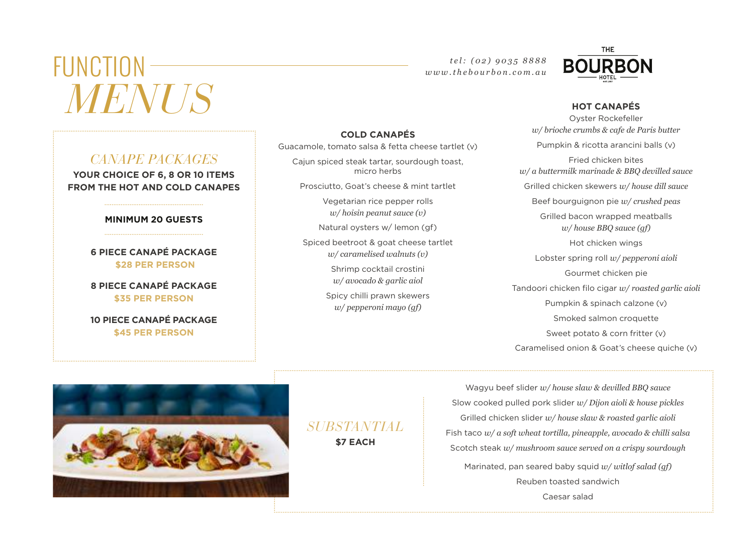# FUNCTION *MENUS*

*tel: (02) 9035 8888*
*www.thebourbon.com.au*

THE BOURBON HOTEL

## *CANAPE PACKAGES*

**YOUR CHOICE OF 6, 8 OR 10 ITEMS FROM THE HOT AND COLD CANAPES**

**MINIMUM 20 GUESTS**

**6 PIECE CANAPÉ PACKAGE**
**$28 PER PERSON**

**8 PIECE CANAPÉ PACKAGE**
**$35 PER PERSON**

**10 PIECE CANAPÉ PACKAGE**
**$45 PER PERSON**

### COLD CANAPÉS

Guacamole, tomato salsa & fetta cheese tartlet (v)

Cajun spiced steak tartar, sourdough toast, micro herbs

Prosciutto, Goat's cheese & mint tartlet

Vegetarian rice pepper rolls *w/ hoisin peanut sauce (v)*

Natural oysters w/ lemon (gf)

Spiced beetroot & goat cheese tartlet *w/ caramelised walnuts (v)*

Shrimp cocktail crostini *w/ avocado & garlic aiol*

Spicy chilli prawn skewers *w/ pepperoni mayo (gf)*

### HOT CANAPÉS

Oyster Rockefeller *w/ brioche crumbs & cafe de Paris butter*

Pumpkin & ricotta arancini balls (v)

Fried chicken bites *w/ a buttermilk marinade & BBQ devilled sauce*

Grilled chicken skewers *w/ house dill sauce*

Beef bourguignon pie *w/ crushed peas*

Grilled bacon wrapped meatballs *w/ house BBQ sauce (gf)*

Hot chicken wings

Lobster spring roll *w/ pepperoni aioli*

Gourmet chicken pie

Tandoori chicken filo cigar *w/ roasted garlic aioli*

Pumpkin & spinach calzone (v)

Smoked salmon croquette

Sweet potato & corn fritter (v)

Caramelised onion & Goat's cheese quiche (v)

## *SUBSTANTIAL*

**$7 EACH**

Wagyu beef slider *w/ house slaw & devilled BBQ sauce*

Slow cooked pulled pork slider *w/ Dijon aioli & house pickles*

Grilled chicken slider *w/ house slaw & roasted garlic aioli*

Fish taco *w/ a soft wheat tortilla, pineapple, avocado & chilli salsa*

Scotch steak *w/ mushroom sauce served on a crispy sourdough*

Marinated, pan seared baby squid *w/ witlof salad (gf)*

Reuben toasted sandwich

Caesar salad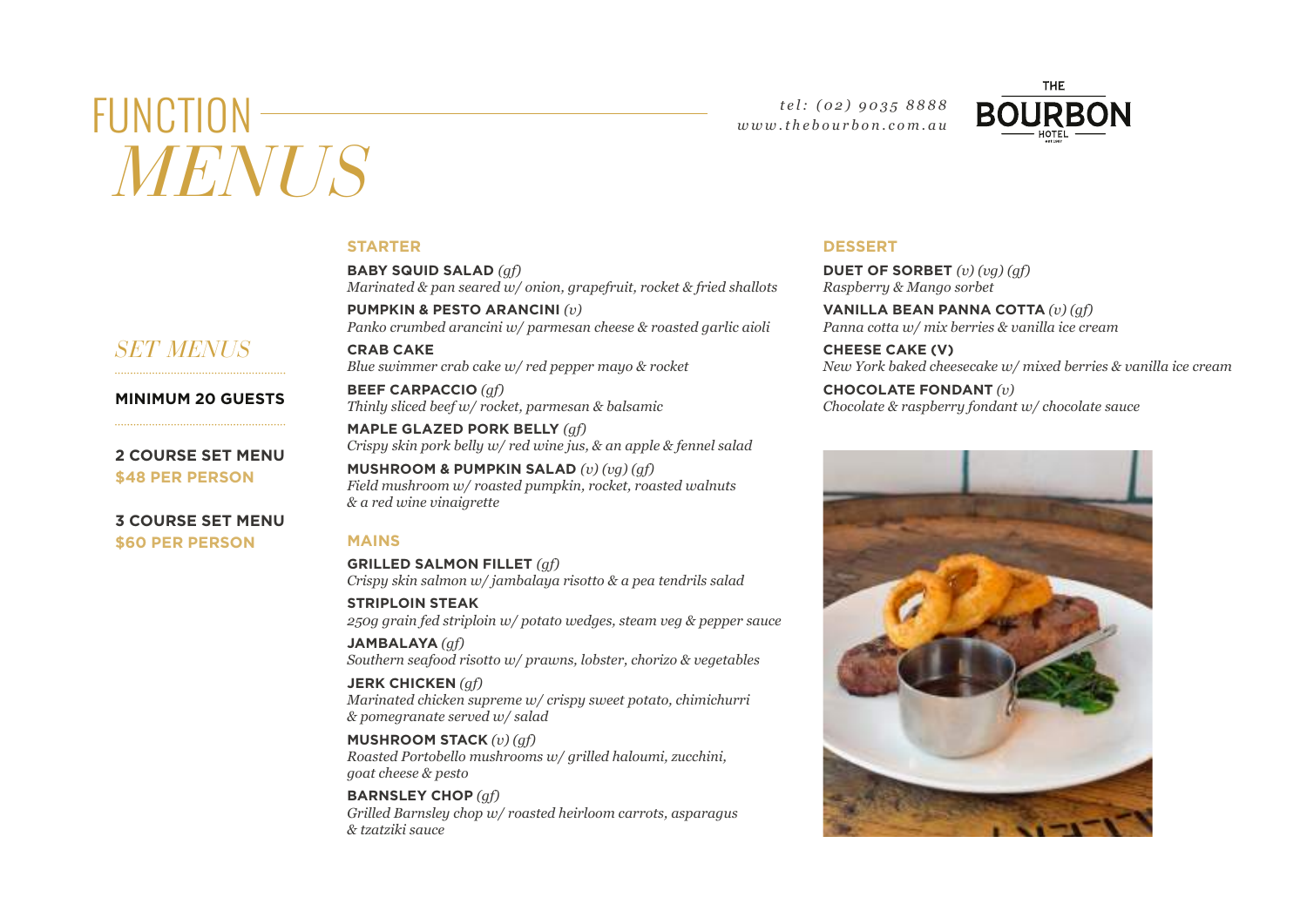# FUNCTION *MENUS*

*tel: (02) 9035 8888*
*www.thebourbon.com.au*

THE BOURBON HOTEL

## *SET MENUS*

**MINIMUM 20 GUESTS**

**2 COURSE SET MENU**
**$48 PER PERSON**

**3 COURSE SET MENU**
**$60 PER PERSON**

## STARTER

**BABY SQUID SALAD** *(gf)*
*Marinated & pan seared w/ onion, grapefruit, rocket & fried shallots*

**PUMPKIN & PESTO ARANCINI** *(v)*
*Panko crumbed arancini w/ parmesan cheese & roasted garlic aioli*

**CRAB CAKE**
*Blue swimmer crab cake w/ red pepper mayo & rocket*

**BEEF CARPACCIO** *(gf)*
*Thinly sliced beef w/ rocket, parmesan & balsamic*

**MAPLE GLAZED PORK BELLY** *(gf)*
*Crispy skin pork belly w/ red wine jus, & an apple & fennel salad*

**MUSHROOM & PUMPKIN SALAD** *(v) (vg) (gf)*
*Field mushroom w/ roasted pumpkin, rocket, roasted walnuts & a red wine vinaigrette*

## MAINS

**GRILLED SALMON FILLET** *(gf)*
*Crispy skin salmon w/ jambalaya risotto & a pea tendrils salad*

**STRIPLOIN STEAK**
*250g grain fed striploin w/ potato wedges, steam veg & pepper sauce*

**JAMBALAYA** *(gf)*
*Southern seafood risotto w/ prawns, lobster, chorizo & vegetables*

**JERK CHICKEN** *(gf)*
*Marinated chicken supreme w/ crispy sweet potato, chimichurri & pomegranate served w/ salad*

**MUSHROOM STACK** *(v) (gf)*
*Roasted Portobello mushrooms w/ grilled haloumi, zucchini, goat cheese & pesto*

**BARNSLEY CHOP** *(gf)*
*Grilled Barnsley chop w/ roasted heirloom carrots, asparagus & tzatziki sauce*

## DESSERT

**DUET OF SORBET** *(v) (vg) (gf)*
*Raspberry & Mango sorbet*

**VANILLA BEAN PANNA COTTA** *(v) (gf)*
*Panna cotta w/ mix berries & vanilla ice cream*

**CHEESE CAKE (V)**
*New York baked cheesecake w/ mixed berries & vanilla ice cream*

**CHOCOLATE FONDANT** *(v)*
*Chocolate & raspberry fondant w/ chocolate sauce*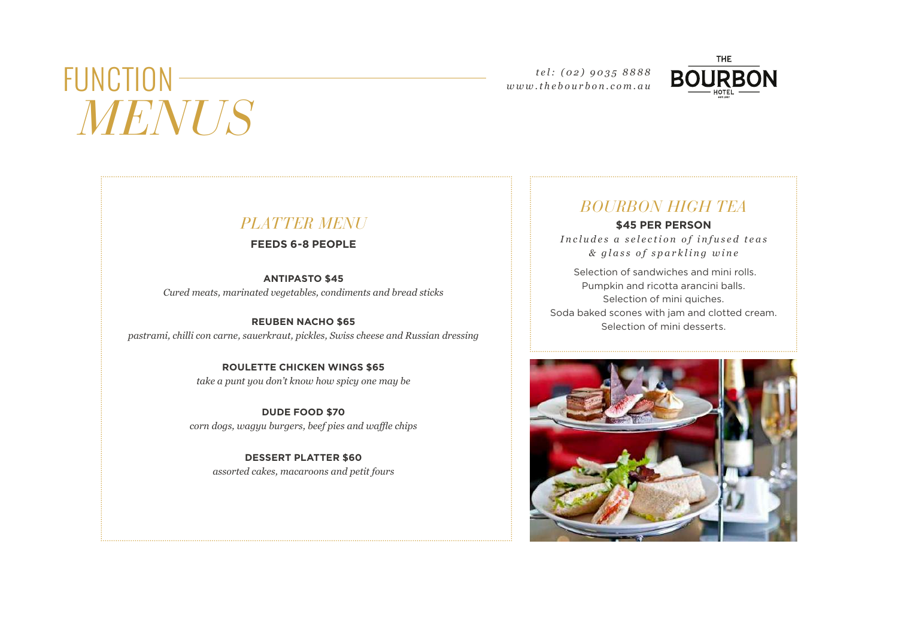# FUNCTION *MENUS*

*tel: (02) 9035 8888*
*www.thebourbon.com.au*

THE BOURBON HOTEL

## *PLATTER MENU*

**FEEDS 6-8 PEOPLE**

**ANTIPASTO $45**
*Cured meats, marinated vegetables, condiments and bread sticks*

**REUBEN NACHO $65**
*pastrami, chilli con carne, sauerkraut, pickles, Swiss cheese and Russian dressing*

**ROULETTE CHICKEN WINGS $65**
*take a punt you don't know how spicy one may be*

**DUDE FOOD $70**
*corn dogs, wagyu burgers, beef pies and waffle chips*

**DESSERT PLATTER $60**
*assorted cakes, macaroons and petit fours*

## *BOURBON HIGH TEA*

**$45 PER PERSON**

*Includes a selection of infused teas & glass of sparkling wine*

Selection of sandwiches and mini rolls.
Pumpkin and ricotta arancini balls.
Selection of mini quiches.
Soda baked scones with jam and clotted cream.
Selection of mini desserts.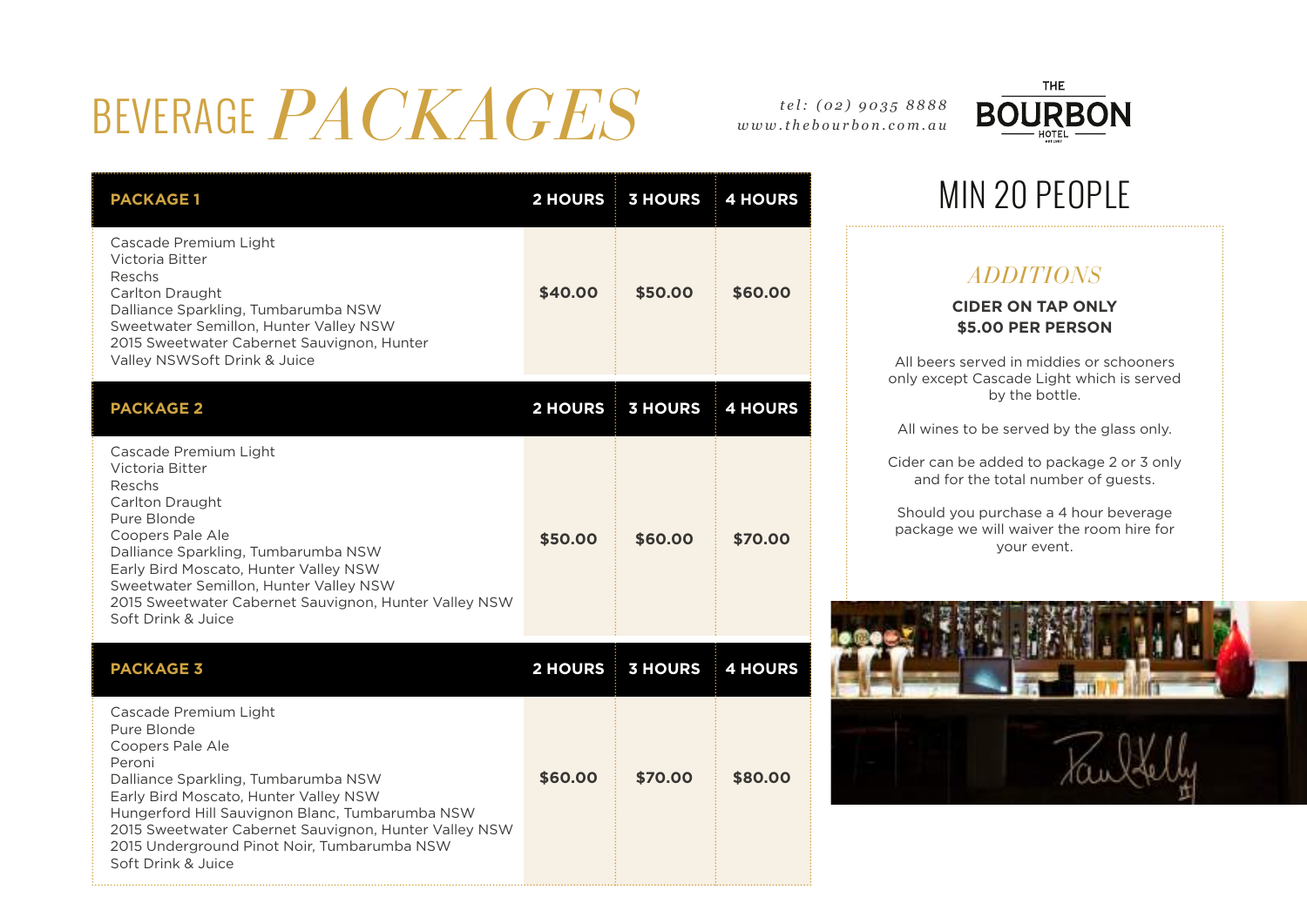# BEVERAGE *PACKAGES*

*tel: (02) 9035 8888*
*www.thebourbon.com.au*

THE BOURBON HOTEL

| PACKAGE 1 | 2 HOURS | 3 HOURS | 4 HOURS |
|---|---|---|---|
| Cascade Premium Light<br>Victoria Bitter<br>Reschs<br>Carlton Draught<br>Dalliance Sparkling, Tumbarumba NSW<br>Sweetwater Semillon, Hunter Valley NSW<br>2015 Sweetwater Cabernet Sauvignon, Hunter Valley NSWSoft Drink & Juice | $40.00 | $50.00 | $60.00 |

| PACKAGE 2 | 2 HOURS | 3 HOURS | 4 HOURS |
|---|---|---|---|
| Cascade Premium Light<br>Victoria Bitter<br>Reschs<br>Carlton Draught<br>Pure Blonde<br>Coopers Pale Ale<br>Dalliance Sparkling, Tumbarumba NSW<br>Early Bird Moscato, Hunter Valley NSW<br>Sweetwater Semillon, Hunter Valley NSW<br>2015 Sweetwater Cabernet Sauvignon, Hunter Valley NSW<br>Soft Drink & Juice | $50.00 | $60.00 | $70.00 |

| PACKAGE 3 | 2 HOURS | 3 HOURS | 4 HOURS |
|---|---|---|---|
| Cascade Premium Light<br>Pure Blonde<br>Coopers Pale Ale<br>Peroni<br>Dalliance Sparkling, Tumbarumba NSW<br>Early Bird Moscato, Hunter Valley NSW<br>Hungerford Hill Sauvignon Blanc, Tumbarumba NSW<br>2015 Sweetwater Cabernet Sauvignon, Hunter Valley NSW<br>2015 Underground Pinot Noir, Tumbarumba NSW<br>Soft Drink & Juice | $60.00 | $70.00 | $80.00 |

## MIN 20 PEOPLE

### *ADDITIONS*

**CIDER ON TAP ONLY**
**$5.00 PER PERSON**

All beers served in middies or schooners only except Cascade Light which is served by the bottle.

All wines to be served by the glass only.

Cider can be added to package 2 or 3 only and for the total number of guests.

Should you purchase a 4 hour beverage package we will waiver the room hire for your event.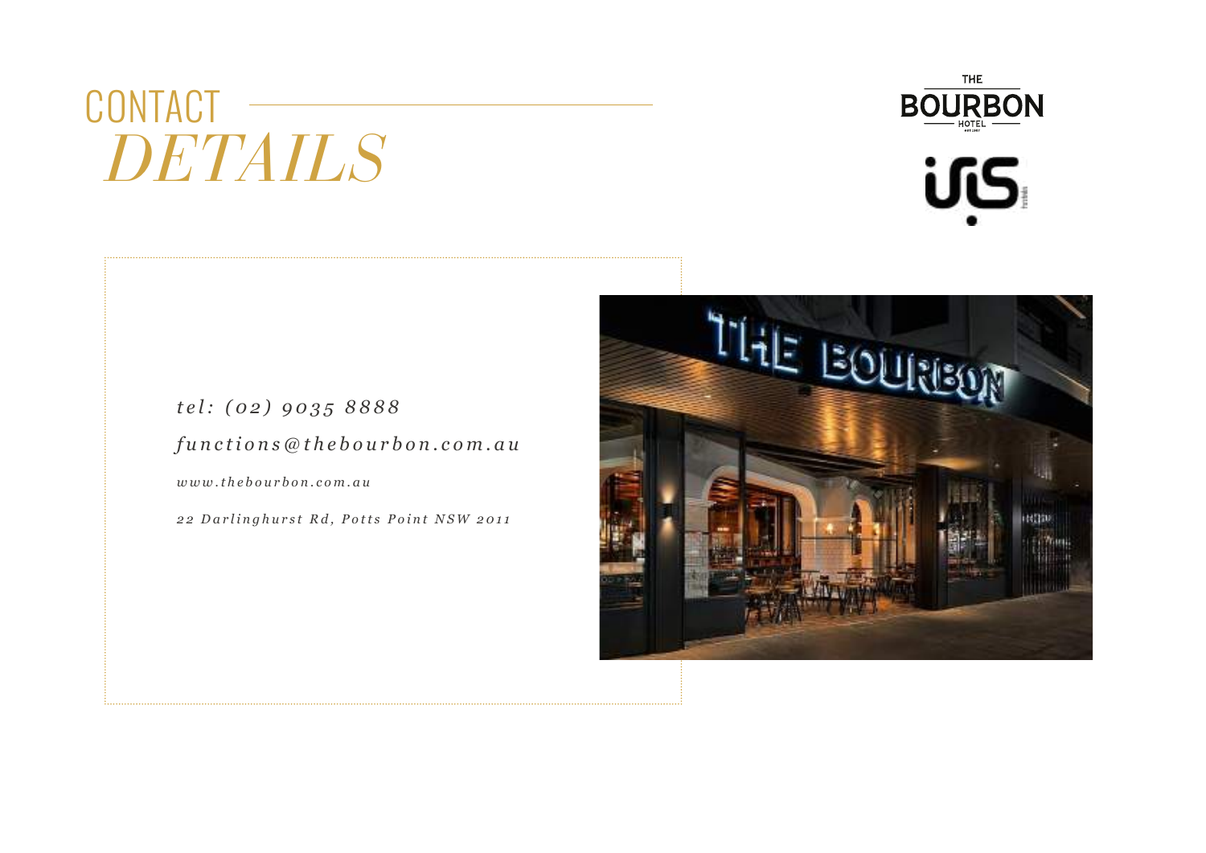# CONTACT *DETAILS*

*tel: (02) 9035 8888*

*functions@thebourbon.com.au*

*www.thebourbon.com.au*

*22 Darlinghurst Rd, Potts Point NSW 2011*